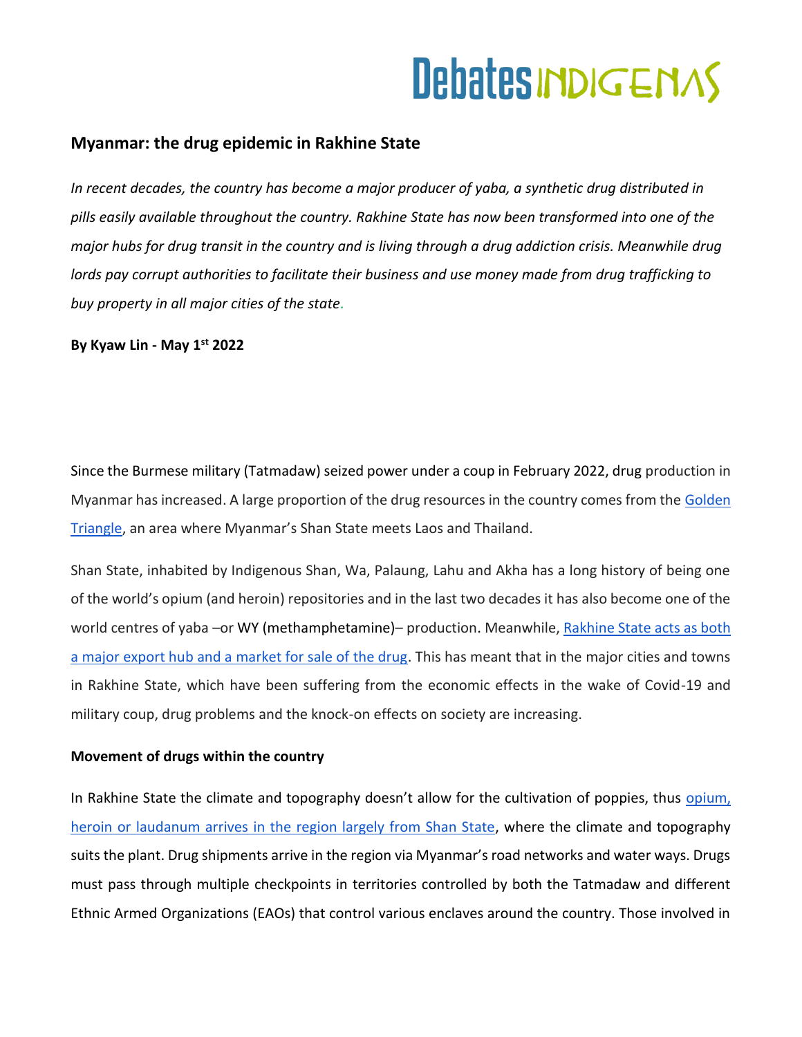# Myanmar: the drug epidemic in Rakhine State

*In recent decades, the country has become a major producer of yaba, a synthetic drug distributed in pills easily available throughout the country. Rakhine State has now been transformed into one of the major hubs for drug transit in the country and is living through a drug addiction crisis. Meanwhile drug lords pay corrupt authorities to facilitate their business and use money made from drug trafficking to buy property in all major cities of the state.*

**By Kyaw Lin - May 1st 2022**

Since the Burmese military (Tatmadaw) seized power under a coup in February 2022, drug production in Myanmar has increased. A large proportion of the drug resources in the country comes from the Golden Triangle, an area where Myanmar's Shan State meets Laos and Thailand.

Shan State, inhabited by Indigenous Shan, Wa, Palaung, Lahu and Akha has a long history of being one of the world's opium (and heroin) repositories and in the last two decades it has also become one of the world centres of yaba –or WY (methamphetamine)– production. Meanwhile, Rakhine State acts as both a major export hub and a market for sale of the drug. This has meant that in the major cities and towns in Rakhine State, which have been suffering from the economic effects in the wake of Covid-19 and military coup, drug problems and the knock-on effects on society are increasing.

**Movement of drugs within the country**

In Rakhine State the climate and topography doesn't allow for the cultivation of poppies, thus opium, heroin or laudanum arrives in the region largely from Shan State, where the climate and topography suits the plant. Drug shipments arrive in the region via Myanmar's road networks and water ways. Drugs must pass through multiple checkpoints in territories controlled by both the Tatmadaw and different Ethnic Armed Organizations (EAOs) that control various enclaves around the country. Those involved in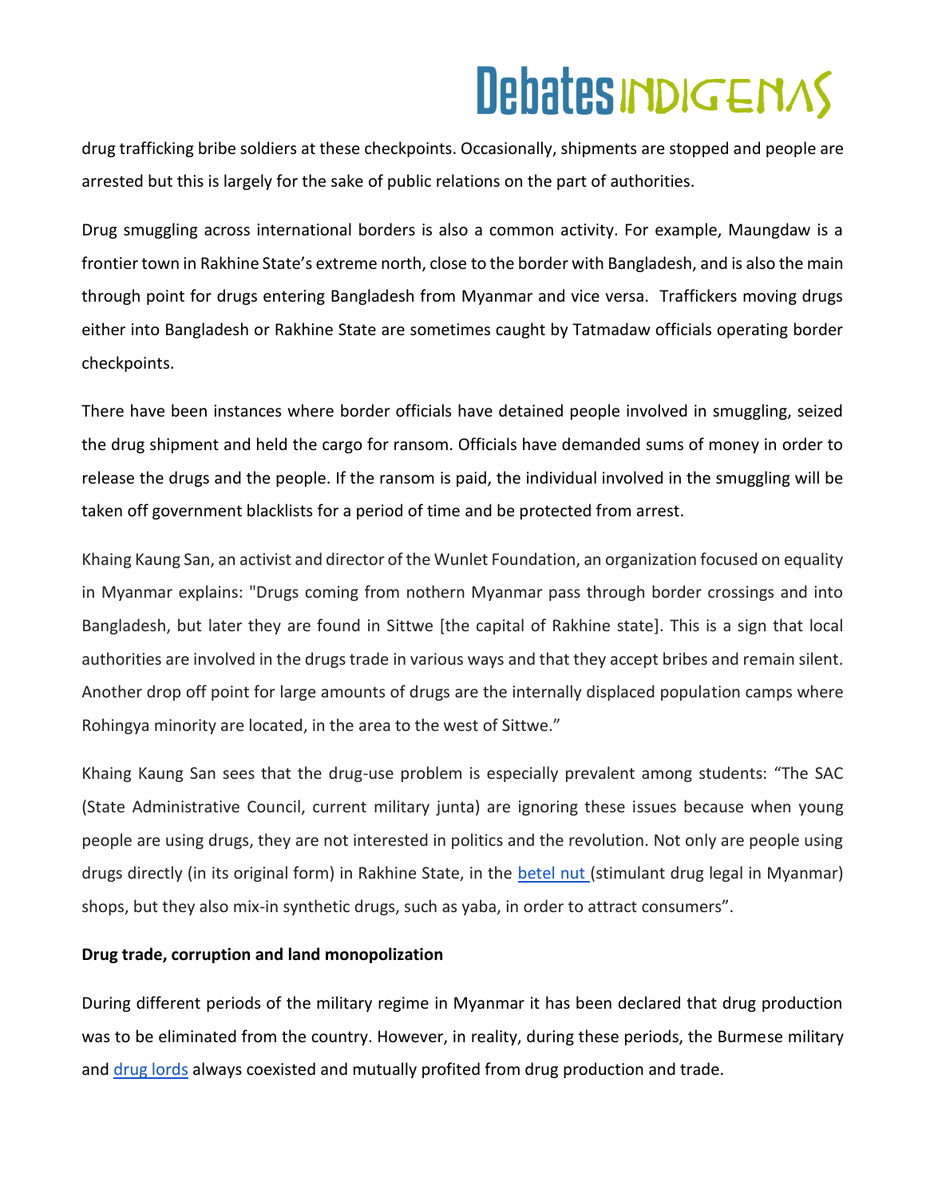drug trafficking bribe soldiers at these checkpoints. Occasionally, shipments are stopped and people are arrested but this is largely for the sake of public relations on the part of authorities.

Drug smuggling across international borders is also a common activity. For example, Maungdaw is a frontier town in Rakhine State's extreme north, close to the border with Bangladesh, and is also the main through point for drugs entering Bangladesh from Myanmar and vice versa. Traffickers moving drugs either into Bangladesh or Rakhine State are sometimes caught by Tatmadaw officials operating border checkpoints.

There have been instances where border officials have detained people involved in smuggling, seized the drug shipment and held the cargo for ransom. Officials have demanded sums of money in order to release the drugs and the people. If the ransom is paid, the individual involved in the smuggling will be taken off government blacklists for a period of time and be protected from arrest.

Khaing Kaung San, an activist and director of the Wunlet Foundation, an organization focused on equality in Myanmar explains: "Drugs coming from nothern Myanmar pass through border crossings and into Bangladesh, but later they are found in Sittwe [the capital of Rakhine state]. This is a sign that local authorities are involved in the drugs trade in various ways and that they accept bribes and remain silent. Another drop off point for large amounts of drugs are the internally displaced population camps where Rohingya minority are located, in the area to the west of Sittwe."

Khaing Kaung San sees that the drug-use problem is especially prevalent among students: "The SAC (State Administrative Council, current military junta) are ignoring these issues because when young people are using drugs, they are not interested in politics and the revolution. Not only are people using drugs directly (in its original form) in Rakhine State, in the betel nut (stimulant drug legal in Myanmar) shops, but they also mix-in synthetic drugs, such as yaba, in order to attract consumers".

**Drug trade, corruption and land monopolization**

During different periods of the military regime in Myanmar it has been declared that drug production was to be eliminated from the country. However, in reality, during these periods, the Burmese military and drug lords always coexisted and mutually profited from drug production and trade.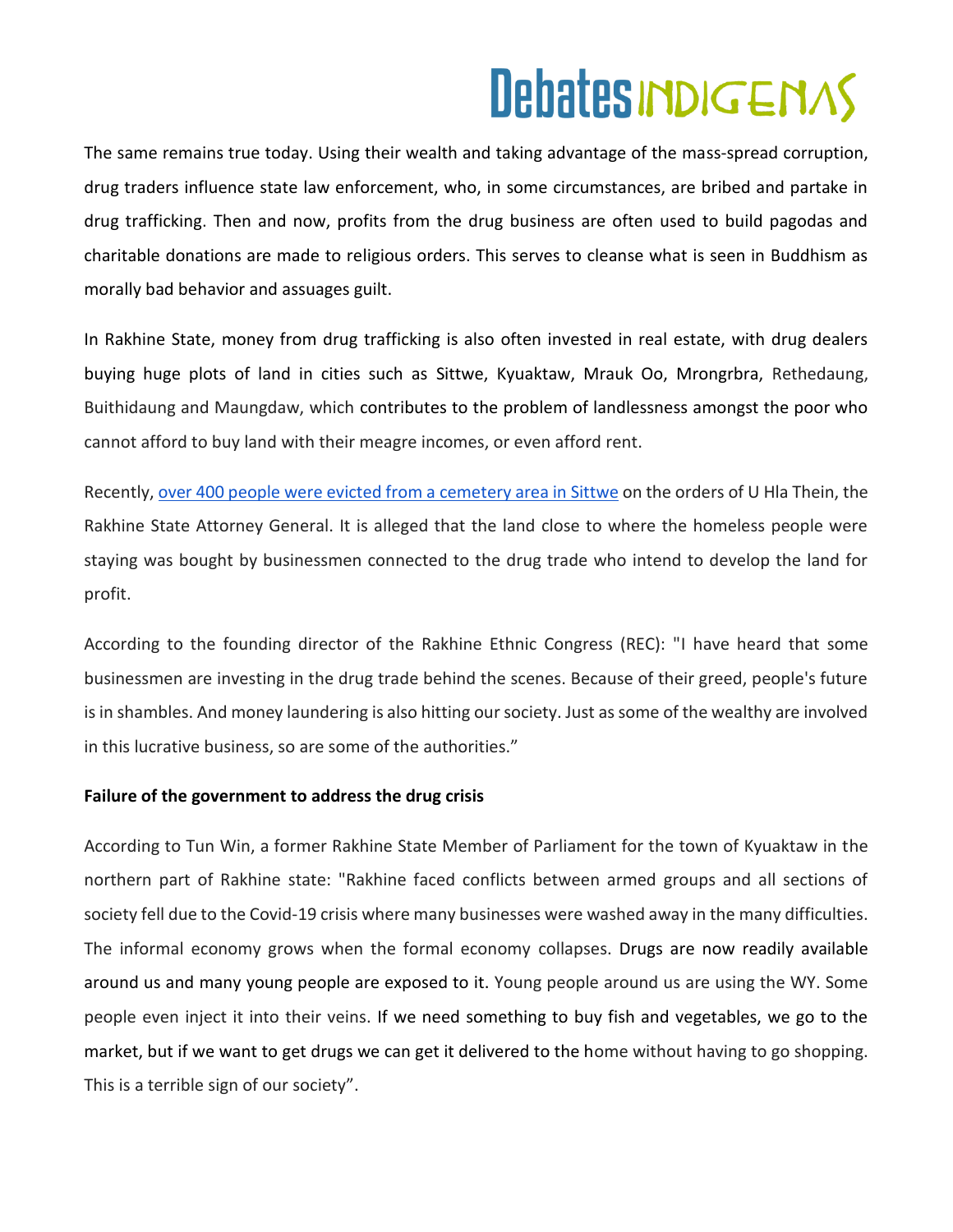The same remains true today. Using their wealth and taking advantage of the mass-spread corruption, drug traders influence state law enforcement, who, in some circumstances, are bribed and partake in drug trafficking. Then and now, profits from the drug business are often used to build pagodas and charitable donations are made to religious orders. This serves to cleanse what is seen in Buddhism as morally bad behavior and assuages guilt.

In Rakhine State, money from drug trafficking is also often invested in real estate, with drug dealers buying huge plots of land in cities such as Sittwe, Kyuaktaw, Mrauk Oo, Mrongrbra, Rethedaung, Buithidaung and Maungdaw, which contributes to the problem of landlessness amongst the poor who cannot afford to buy land with their meagre incomes, or even afford rent.

Recently, [over 400 people were evicted from a cemetery area in Sittwe] on the orders of U Hla Thein, the Rakhine State Attorney General. It is alleged that the land close to where the homeless people were staying was bought by businessmen connected to the drug trade who intend to develop the land for profit.

According to the founding director of the Rakhine Ethnic Congress (REC): "I have heard that some businessmen are investing in the drug trade behind the scenes. Because of their greed, people's future is in shambles. And money laundering is also hitting our society. Just as some of the wealthy are involved in this lucrative business, so are some of the authorities."

**Failure of the government to address the drug crisis**

According to Tun Win, a former Rakhine State Member of Parliament for the town of Kyuaktaw in the northern part of Rakhine state: "Rakhine faced conflicts between armed groups and all sections of society fell due to the Covid-19 crisis where many businesses were washed away in the many difficulties. The informal economy grows when the formal economy collapses. Drugs are now readily available around us and many young people are exposed to it. Young people around us are using the WY. Some people even inject it into their veins. If we need something to buy fish and vegetables, we go to the market, but if we want to get drugs we can get it delivered to the home without having to go shopping. This is a terrible sign of our society".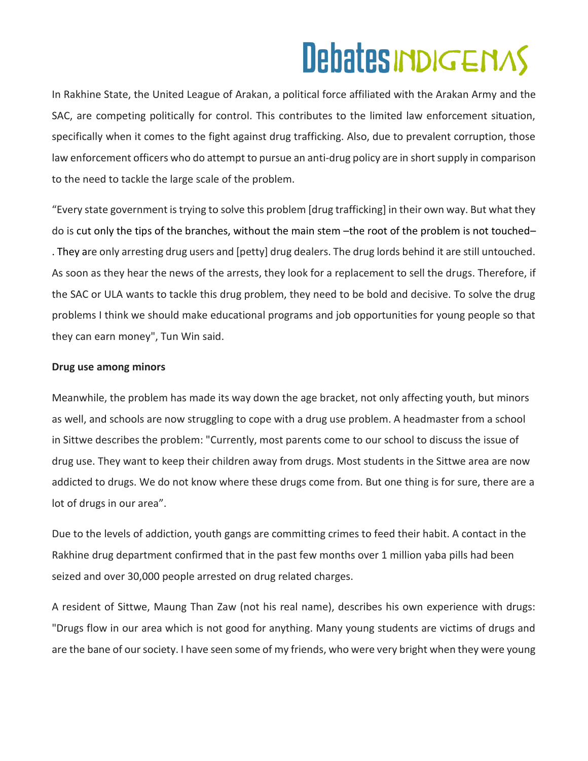In Rakhine State, the United League of Arakan, a political force affiliated with the Arakan Army and the SAC, are competing politically for control. This contributes to the limited law enforcement situation, specifically when it comes to the fight against drug trafficking. Also, due to prevalent corruption, those law enforcement officers who do attempt to pursue an anti-drug policy are in short supply in comparison to the need to tackle the large scale of the problem.

"Every state government is trying to solve this problem [drug trafficking] in their own way. But what they do is cut only the tips of the branches, without the main stem –the root of the problem is not touched–. They are only arresting drug users and [petty] drug dealers. The drug lords behind it are still untouched. As soon as they hear the news of the arrests, they look for a replacement to sell the drugs. Therefore, if the SAC or ULA wants to tackle this drug problem, they need to be bold and decisive. To solve the drug problems I think we should make educational programs and job opportunities for young people so that they can earn money", Tun Win said.

**Drug use among minors**

Meanwhile, the problem has made its way down the age bracket, not only affecting youth, but minors as well, and schools are now struggling to cope with a drug use problem. A headmaster from a school in Sittwe describes the problem: "Currently, most parents come to our school to discuss the issue of drug use. They want to keep their children away from drugs. Most students in the Sittwe area are now addicted to drugs. We do not know where these drugs come from. But one thing is for sure, there are a lot of drugs in our area".

Due to the levels of addiction, youth gangs are committing crimes to feed their habit. A contact in the Rakhine drug department confirmed that in the past few months over 1 million yaba pills had been seized and over 30,000 people arrested on drug related charges.

A resident of Sittwe, Maung Than Zaw (not his real name), describes his own experience with drugs: "Drugs flow in our area which is not good for anything. Many young students are victims of drugs and are the bane of our society. I have seen some of my friends, who were very bright when they were young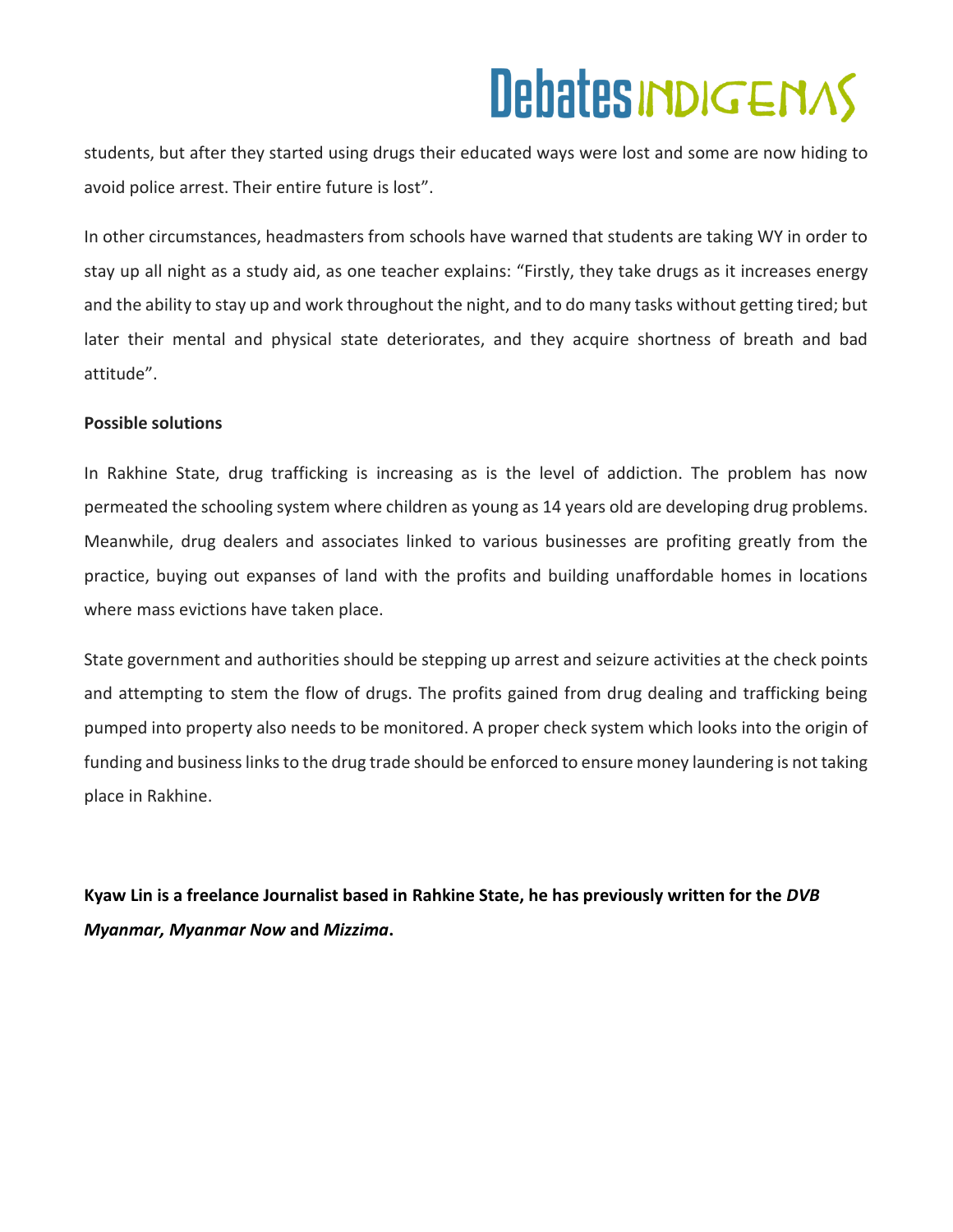students, but after they started using drugs their educated ways were lost and some are now hiding to avoid police arrest. Their entire future is lost".

In other circumstances, headmasters from schools have warned that students are taking WY in order to stay up all night as a study aid, as one teacher explains: "Firstly, they take drugs as it increases energy and the ability to stay up and work throughout the night, and to do many tasks without getting tired; but later their mental and physical state deteriorates, and they acquire shortness of breath and bad attitude".

**Possible solutions**

In Rakhine State, drug trafficking is increasing as is the level of addiction. The problem has now permeated the schooling system where children as young as 14 years old are developing drug problems. Meanwhile, drug dealers and associates linked to various businesses are profiting greatly from the practice, buying out expanses of land with the profits and building unaffordable homes in locations where mass evictions have taken place.

State government and authorities should be stepping up arrest and seizure activities at the check points and attempting to stem the flow of drugs. The profits gained from drug dealing and trafficking being pumped into property also needs to be monitored. A proper check system which looks into the origin of funding and business links to the drug trade should be enforced to ensure money laundering is not taking place in Rakhine.

**Kyaw Lin is a freelance Journalist based in Rahkine State, he has previously written for the *DVB Myanmar, Myanmar Now* and *Mizzima*.**